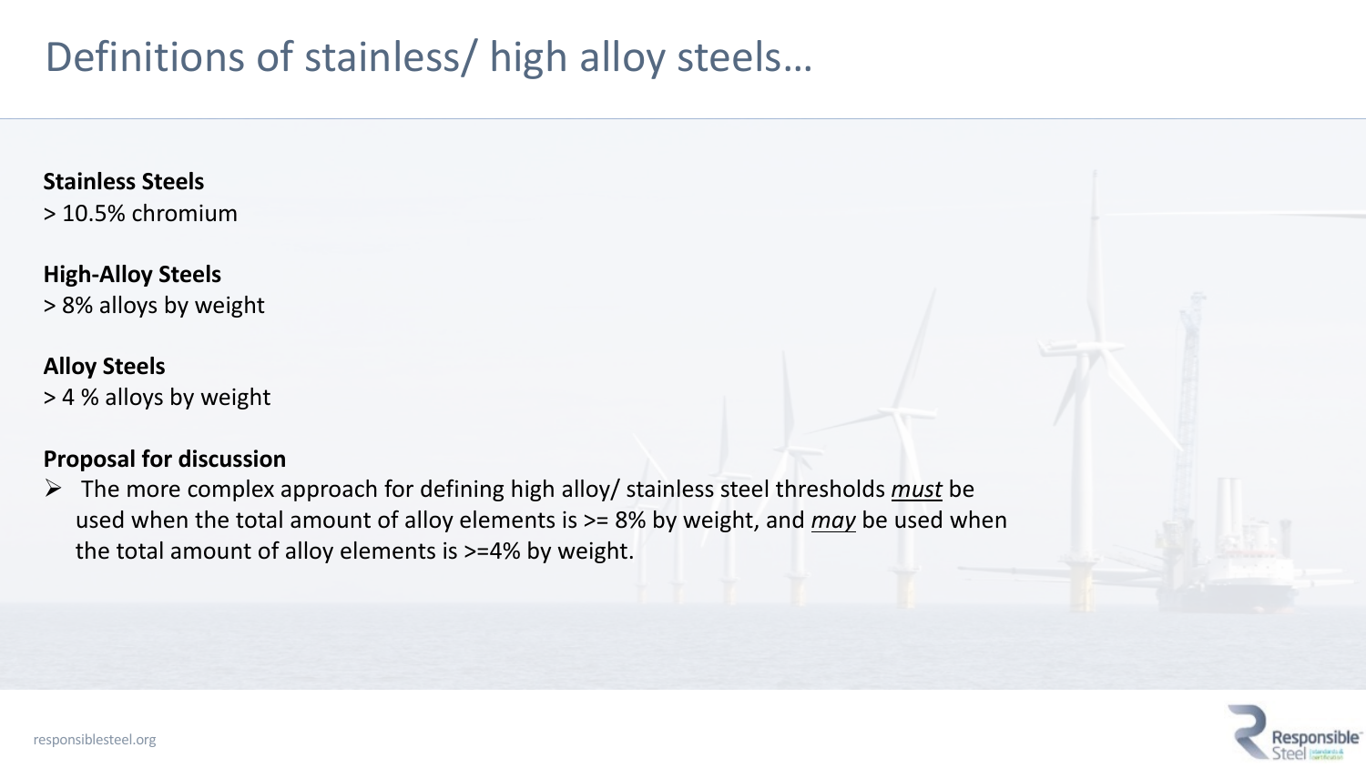# Definitions of stainless/ high alloy steels…

**Stainless Steels**
> 10.5% chromium

**High-Alloy Steels**
> 8% alloys by weight

**Alloy Steels**
> 4 % alloys by weight

**Proposal for discussion**

- The more complex approach for defining high alloy/ stainless steel thresholds ***must*** be used when the total amount of alloy elements is >= 8% by weight, and ***may*** be used when the total amount of alloy elements is >=4% by weight.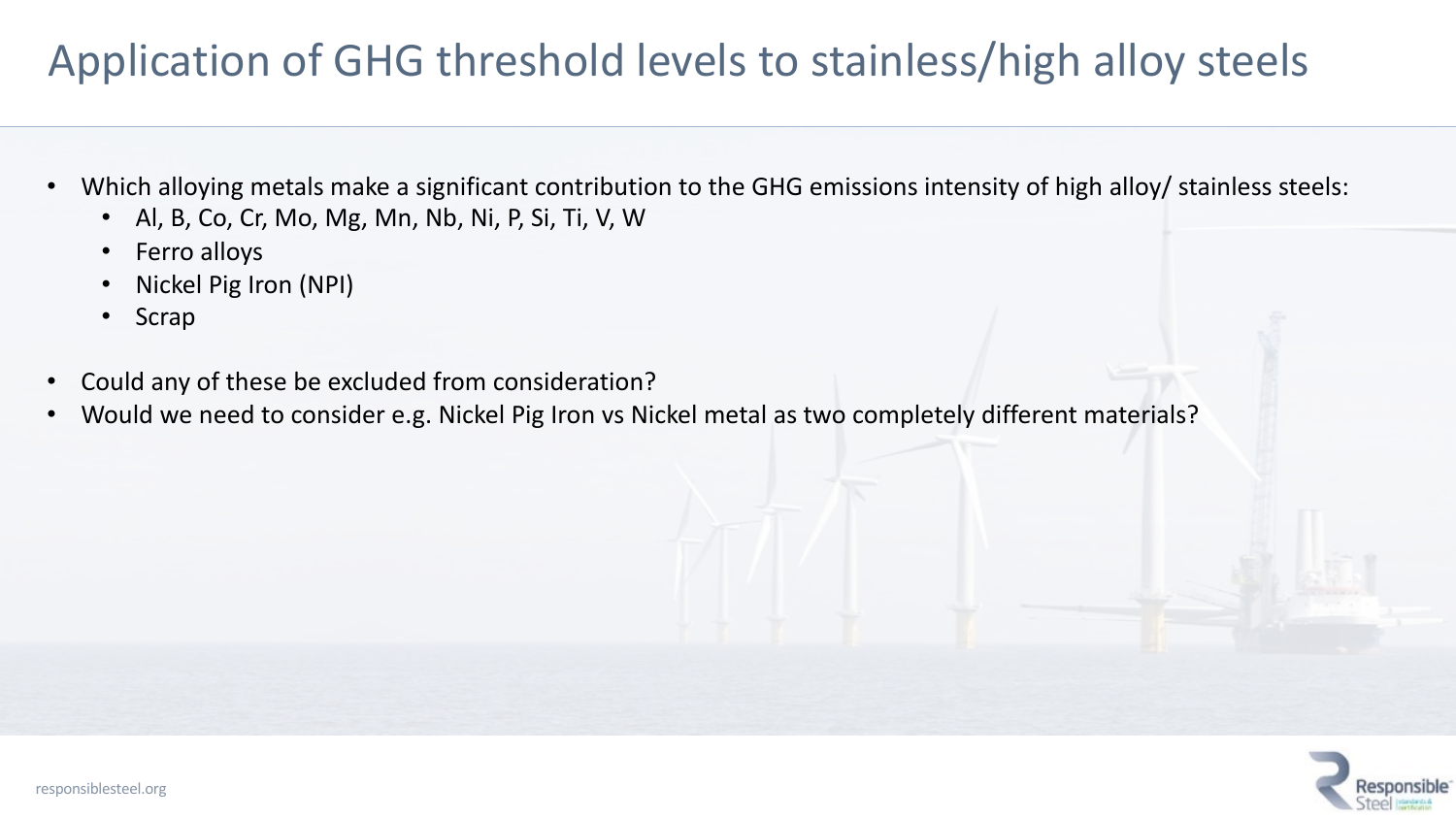# Application of GHG threshold levels to stainless/high alloy steels

- Which alloying metals make a significant contribution to the GHG emissions intensity of high alloy/ stainless steels:
  - Al, B, Co, Cr, Mo, Mg, Mn, Nb, Ni, P, Si, Ti, V, W
  - Ferro alloys
  - Nickel Pig Iron (NPI)
  - Scrap
- Could any of these be excluded from consideration?
- Would we need to consider e.g. Nickel Pig Iron vs Nickel metal as two completely different materials?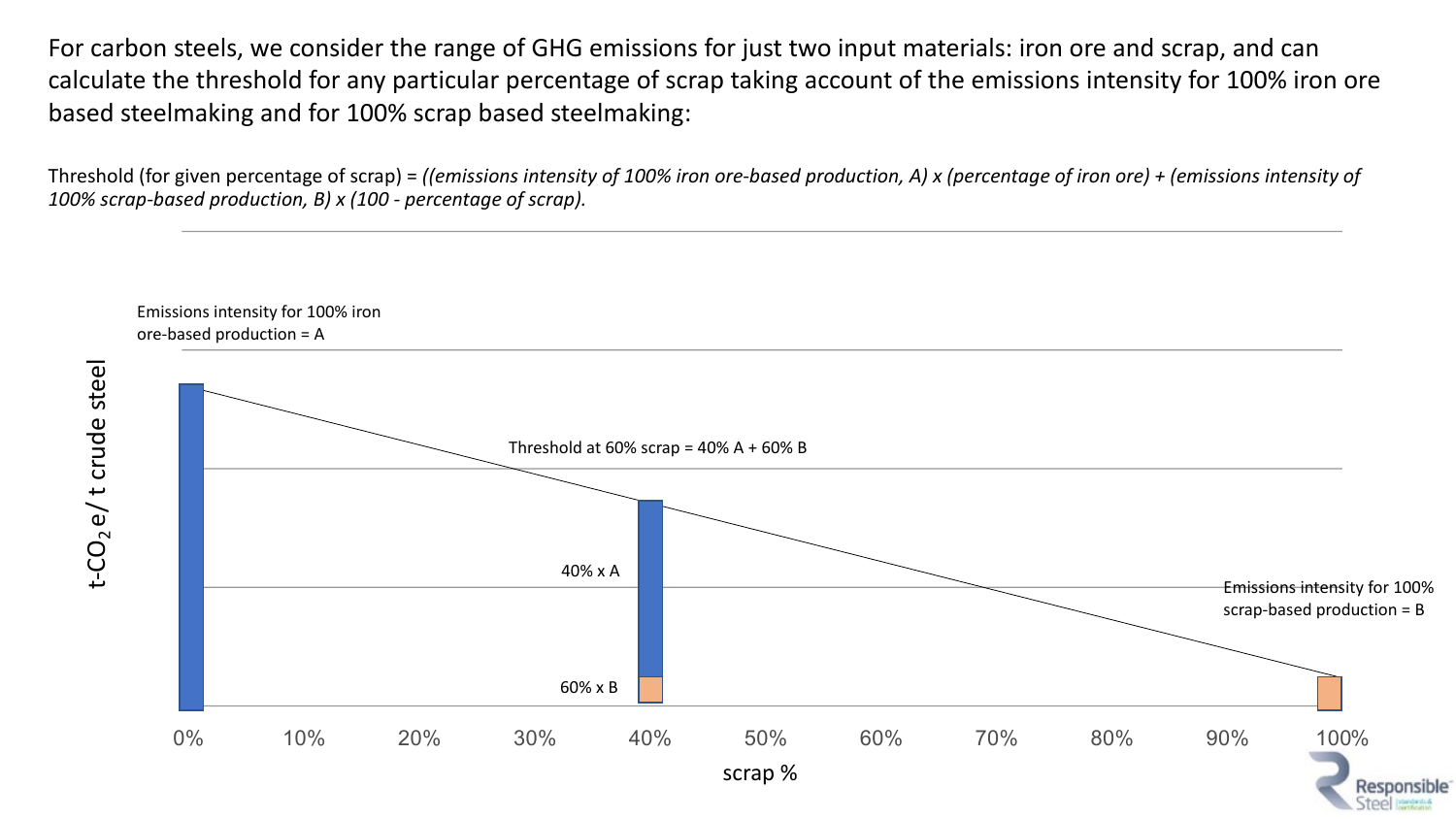For carbon steels, we consider the range of GHG emissions for just two input materials: iron ore and scrap, and can calculate the threshold for any particular percentage of scrap taking account of the emissions intensity for 100% iron ore based steelmaking and for 100% scrap based steelmaking:

Threshold (for given percentage of scrap) = *((emissions intensity of 100% iron ore-based production, A) x (percentage of iron ore) + (emissions intensity of 100% scrap-based production, B) x (100 - percentage of scrap).*

Emissions intensity for 100% iron ore-based production = A

Threshold at 60% scrap = 40% A + 60% B

40% x A

60% x B

Emissions intensity for 100% scrap-based production = B

t-$CO_2$e/ t crude steel

0% 10% 20% 30% 40% 50% 60% 70% 80% 90% 100%

scrap %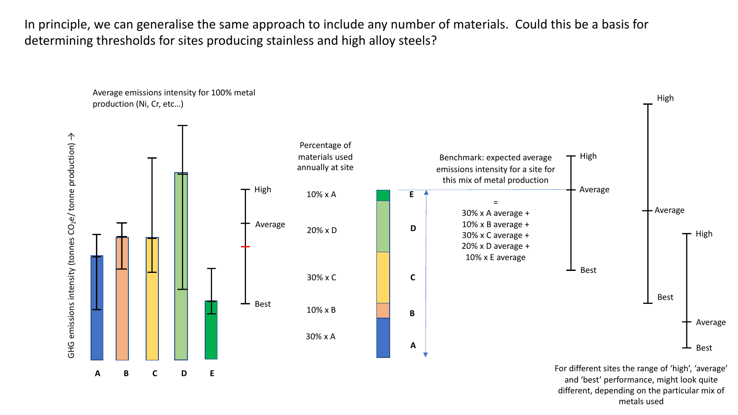In principle, we can generalise the same approach to include any number of materials. Could this be a basis for determining thresholds for sites producing stainless and high alloy steels?

Average emissions intensity for 100% metal production (Ni, Cr, etc…)

GHG emissions intensity (tonnes $CO_2e$/ tonne production) →

A B C D E

High

Average

Best

Percentage of materials used annually at site

10% x A

20% x D

30% x C

10% x B

30% x A

E

D

C

B

A

Benchmark: expected average emissions intensity for a site for this mix of metal production

=

30% x A average +
10% x B average +
30% x C average +
20% x D average +
10% x E average

High

Average

Best

High

Average

Best

High

Average

Best

For different sites the range of 'high', 'average' and 'best' performance, might look quite different, depending on the particular mix of metals used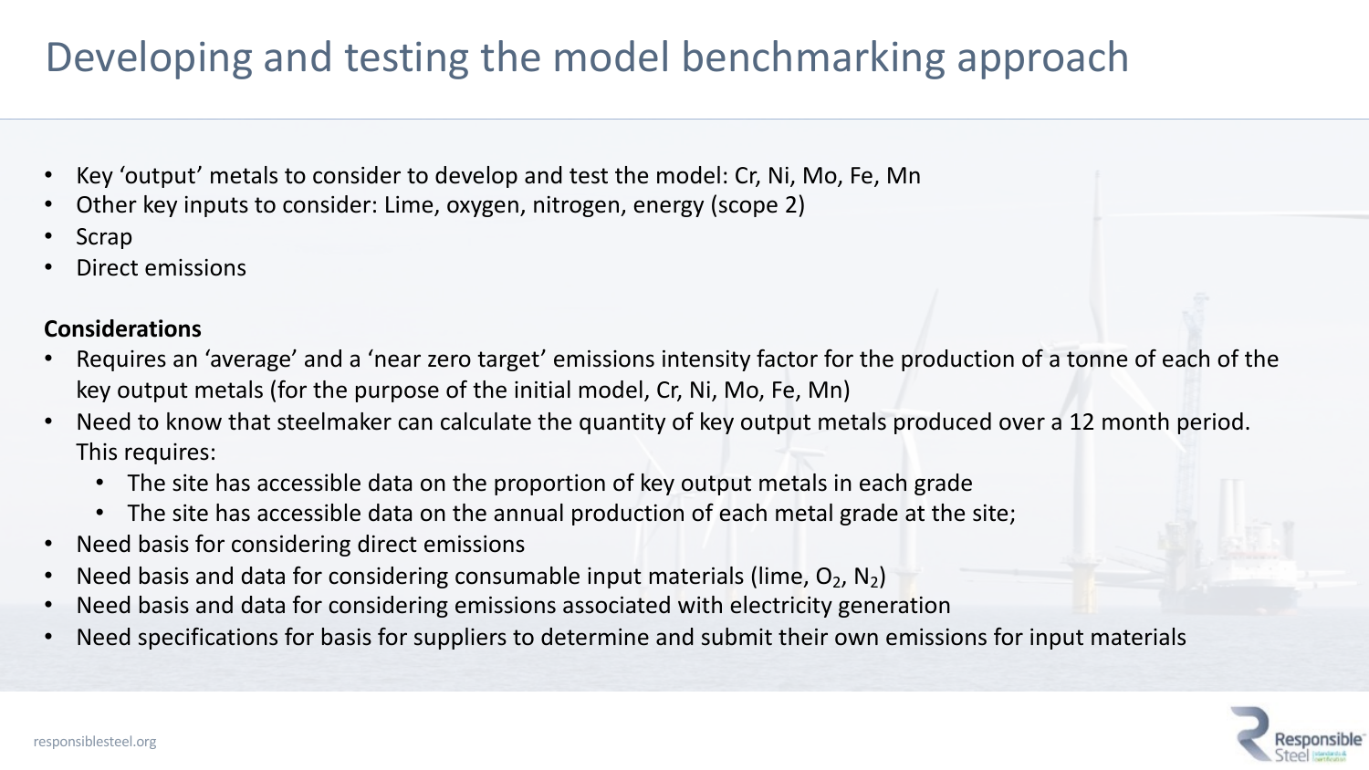# Developing and testing the model benchmarking approach

- Key 'output' metals to consider to develop and test the model: Cr, Ni, Mo, Fe, Mn
- Other key inputs to consider: Lime, oxygen, nitrogen, energy (scope 2)
- Scrap
- Direct emissions

**Considerations**

- Requires an 'average' and a 'near zero target' emissions intensity factor for the production of a tonne of each of the key output metals (for the purpose of the initial model, Cr, Ni, Mo, Fe, Mn)
- Need to know that steelmaker can calculate the quantity of key output metals produced over a 12 month period. This requires:
  - The site has accessible data on the proportion of key output metals in each grade
  - The site has accessible data on the annual production of each metal grade at the site;
- Need basis for considering direct emissions
- Need basis and data for considering consumable input materials (lime, $O_2$, $N_2$)
- Need basis and data for considering emissions associated with electricity generation
- Need specifications for basis for suppliers to determine and submit their own emissions for input materials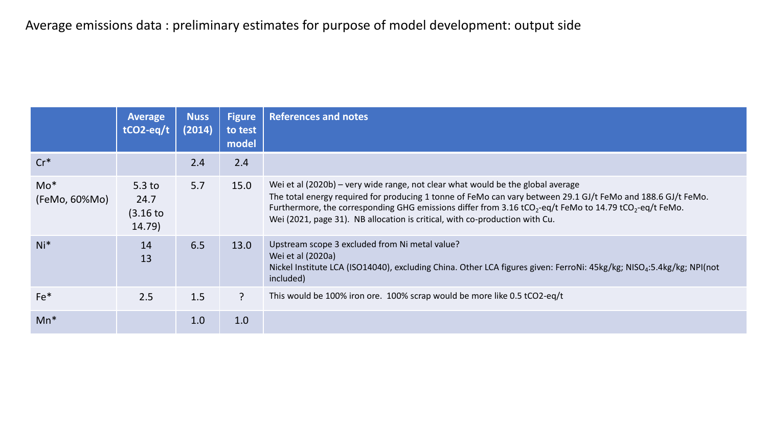Average emissions data : preliminary estimates for purpose of model development: output side

| | Average tCO2-eq/t | Nuss (2014) | Figure to test model | References and notes |
|---|---|---|---|---|
| Cr* | | 2.4 | 2.4 | |
| Mo* (FeMo, 60%Mo) | 5.3 to 24.7 (3.16 to 14.79) | 5.7 | 15.0 | Wei et al (2020b) – very wide range, not clear what would be the global average<br>The total energy required for producing 1 tonne of FeMo can vary between 29.1 GJ/t FeMo and 188.6 GJ/t FeMo. Furthermore, the corresponding GHG emissions differ from 3.16 $tCO_2$-eq/t FeMo to 14.79 $tCO_2$-eq/t FeMo.<br>Wei (2021, page 31). NB allocation is critical, with co-production with Cu. |
| Ni* | 14<br>13 | 6.5 | 13.0 | Upstream scope 3 excluded from Ni metal value?<br>Wei et al (2020a)<br>Nickel Institute LCA (ISO14040), excluding China. Other LCA figures given: FerroNi: 45kg/kg; $NiSO_4$:5.4kg/kg; NPI(not included) |
| Fe* | 2.5 | 1.5 | ? | This would be 100% iron ore. 100% scrap would be more like 0.5 tCO2-eq/t |
| Mn* | | 1.0 | 1.0 | |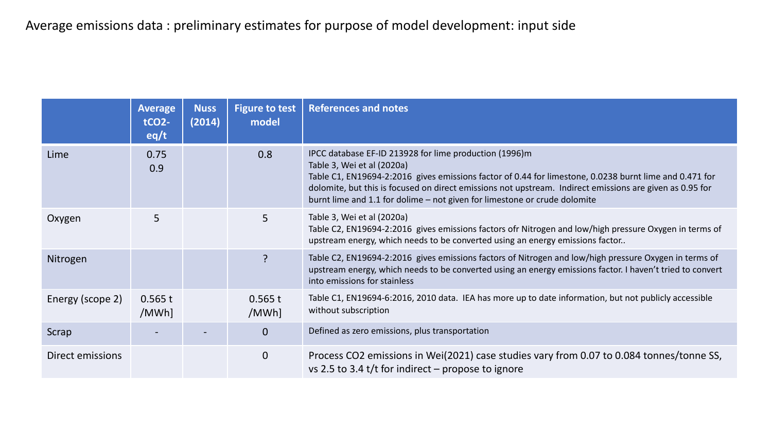# Average emissions data : preliminary estimates for purpose of model development: input side

| | Average $tCO_2$-eq/t | Nuss (2014) | Figure to test model | References and notes |
|---|---|---|---|---|
| Lime | 0.75<br>0.9 | | 0.8 | IPCC database EF-ID 213928 for lime production (1996)m<br>Table 3, Wei et al (2020a)<br>Table C1, EN19694-2:2016 gives emissions factor of 0.44 for limestone, 0.0238 burnt lime and 0.471 for dolomite, but this is focused on direct emissions not upstream. Indirect emissions are given as 0.95 for burnt lime and 1.1 for dolime – not given for limestone or crude dolomite |
| Oxygen | 5 | | 5 | Table 3, Wei et al (2020a)<br>Table C2, EN19694-2:2016 gives emissions factors ofr Nitrogen and low/high pressure Oxygen in terms of upstream energy, which needs to be converted using an energy emissions factor.. |
| Nitrogen | | | ? | Table C2, EN19694-2:2016 gives emissions factors of Nitrogen and low/high pressure Oxygen in terms of upstream energy, which needs to be converted using an energy emissions factor. I haven't tried to convert into emissions for stainless |
| Energy (scope 2) | 0.565 t /MWh] | | 0.565 t /MWh] | Table C1, EN19694-6:2016, 2010 data. IEA has more up to date information, but not publicly accessible without subscription |
| Scrap | - | - | 0 | Defined as zero emissions, plus transportation |
| Direct emissions | | | 0 | Process $CO_2$ emissions in Wei(2021) case studies vary from 0.07 to 0.084 tonnes/tonne SS, vs 2.5 to 3.4 t/t for indirect – propose to ignore |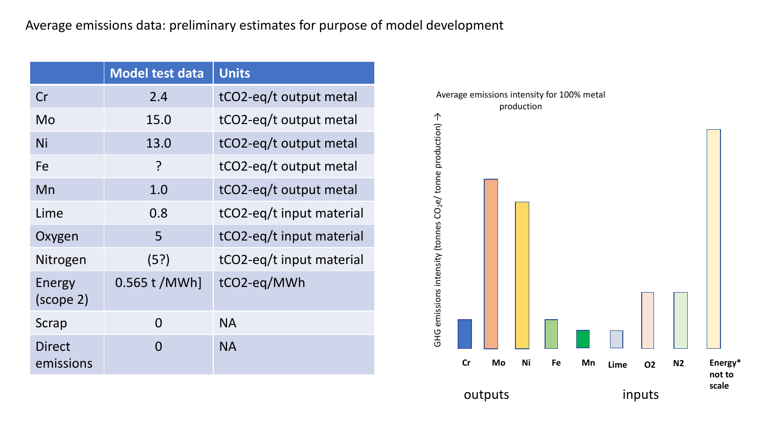Average emissions data: preliminary estimates for purpose of model development

| | Model test data | Units |
|---|---|---|
| Cr | 2.4 | tCO2-eq/t output metal |
| Mo | 15.0 | tCO2-eq/t output metal |
| Ni | 13.0 | tCO2-eq/t output metal |
| Fe | ? | tCO2-eq/t output metal |
| Mn | 1.0 | tCO2-eq/t output metal |
| Lime | 0.8 | tCO2-eq/t input material |
| Oxygen | 5 | tCO2-eq/t input material |
| Nitrogen | (5?) | tCO2-eq/t input material |
| Energy (scope 2) | 0.565 t /MWh] | tCO2-eq/MWh |
| Scrap | 0 | NA |
| Direct emissions | 0 | NA |

Average emissions intensity for 100% metal production

GHG emissions intensity (tonnes $CO_2e$/ tonne production) →

Cr Mo Ni Fe Mn Lime O2 N2 Energy* not to scale

outputs inputs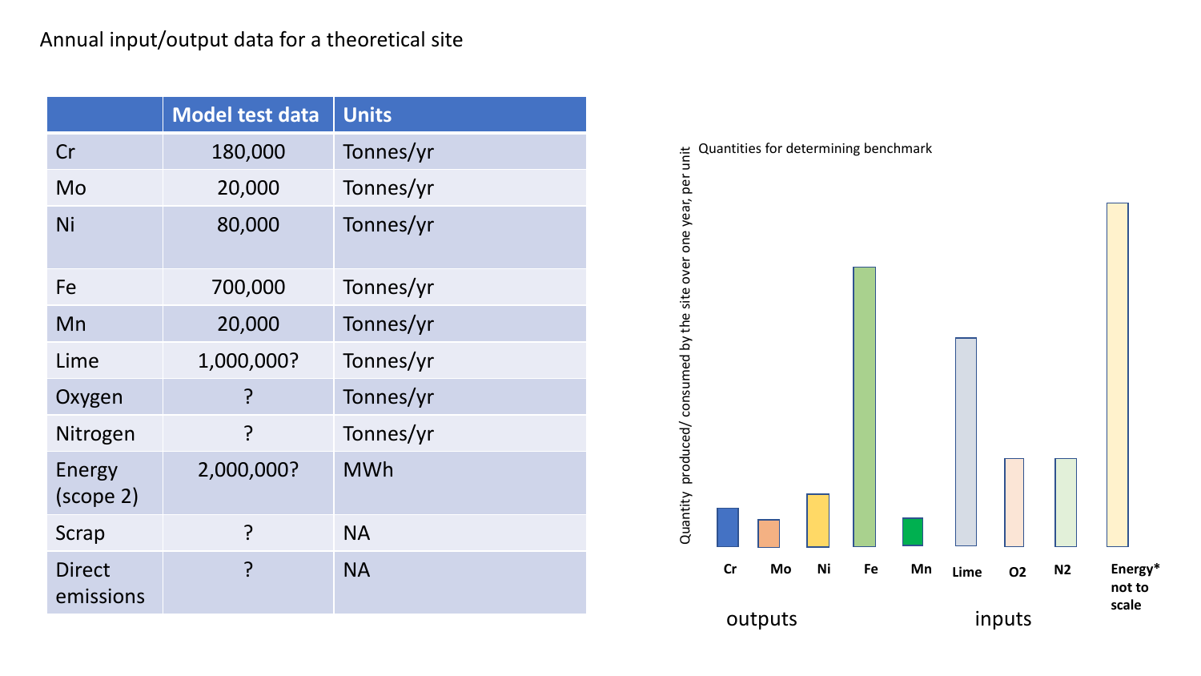Annual input/output data for a theoretical site

| | Model test data | Units |
|---|---|---|
| Cr | 180,000 | Tonnes/yr |
| Mo | 20,000 | Tonnes/yr |
| Ni | 80,000 | Tonnes/yr |
| Fe | 700,000 | Tonnes/yr |
| Mn | 20,000 | Tonnes/yr |
| Lime | 1,000,000? | Tonnes/yr |
| Oxygen | ? | Tonnes/yr |
| Nitrogen | ? | Tonnes/yr |
| Energy (scope 2) | 2,000,000? | MWh |
| Scrap | ? | NA |
| Direct emissions | ? | NA |

Quantities for determining benchmark

Quantity produced/ consumed by the site over one year, per unit

Cr Mo Ni Fe Mn Lime O2 N2 Energy* not to scale

outputs inputs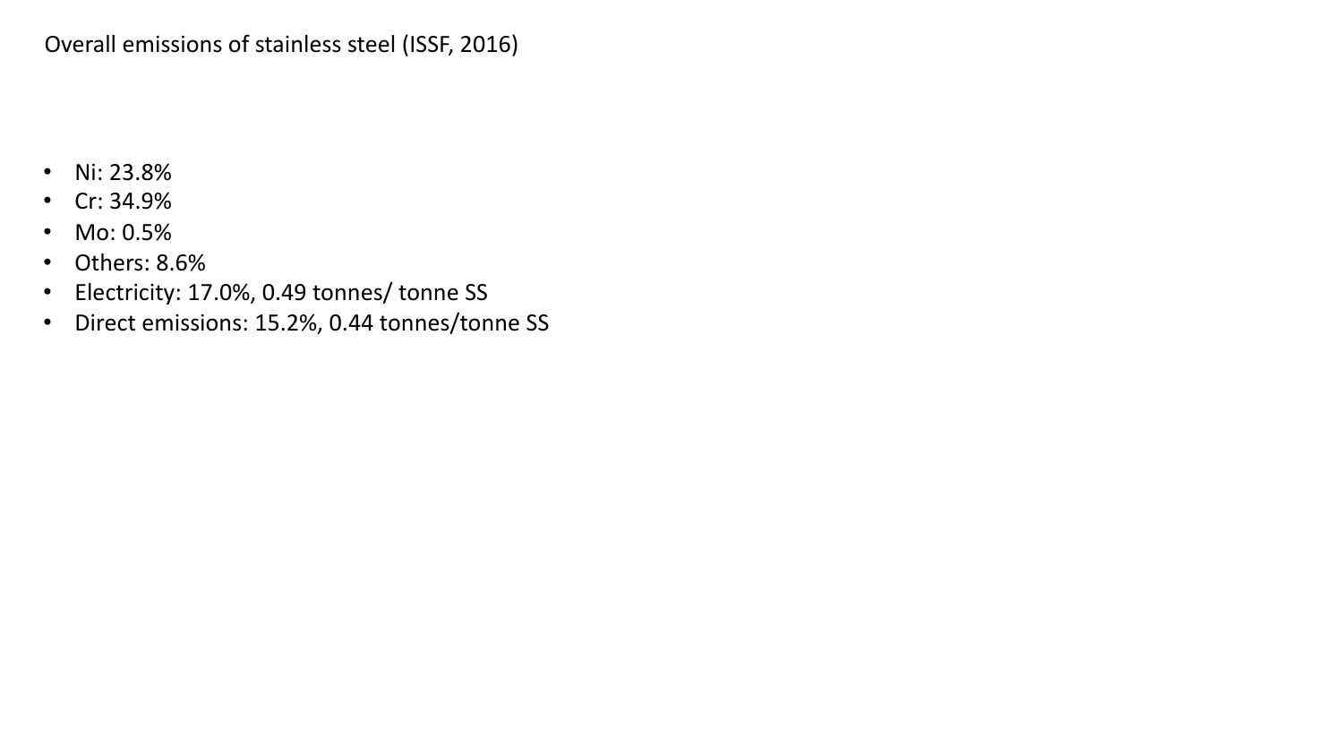Overall emissions of stainless steel (ISSF, 2016)

- Ni: 23.8%
- Cr: 34.9%
- Mo: 0.5%
- Others: 8.6%
- Electricity: 17.0%, 0.49 tonnes/ tonne SS
- Direct emissions: 15.2%, 0.44 tonnes/tonne SS